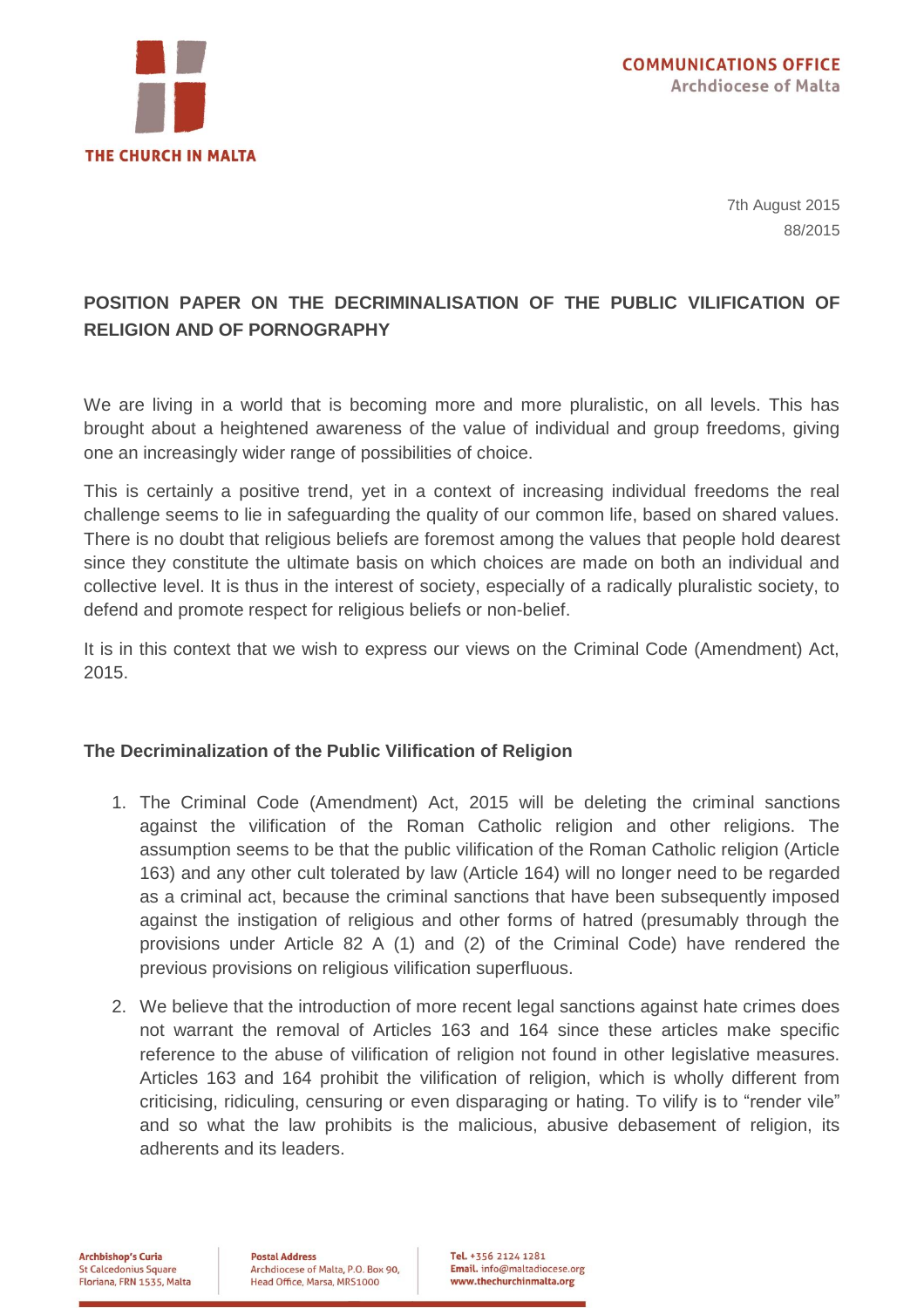THE CHURCH IN MALTA

**COMMUNICATIONS OFFICE**
Archdiocese of Malta

7th August 2015
88/2015

## POSITION PAPER ON THE DECRIMINALISATION OF THE PUBLIC VILIFICATION OF RELIGION AND OF PORNOGRAPHY

We are living in a world that is becoming more and more pluralistic, on all levels. This has brought about a heightened awareness of the value of individual and group freedoms, giving one an increasingly wider range of possibilities of choice.

This is certainly a positive trend, yet in a context of increasing individual freedoms the real challenge seems to lie in safeguarding the quality of our common life, based on shared values. There is no doubt that religious beliefs are foremost among the values that people hold dearest since they constitute the ultimate basis on which choices are made on both an individual and collective level. It is thus in the interest of society, especially of a radically pluralistic society, to defend and promote respect for religious beliefs or non-belief.

It is in this context that we wish to express our views on the Criminal Code (Amendment) Act, 2015.

### The Decriminalization of the Public Vilification of Religion

1. The Criminal Code (Amendment) Act, 2015 will be deleting the criminal sanctions against the vilification of the Roman Catholic religion and other religions. The assumption seems to be that the public vilification of the Roman Catholic religion (Article 163) and any other cult tolerated by law (Article 164) will no longer need to be regarded as a criminal act, because the criminal sanctions that have been subsequently imposed against the instigation of religious and other forms of hatred (presumably through the provisions under Article 82 A (1) and (2) of the Criminal Code) have rendered the previous provisions on religious vilification superfluous.

2. We believe that the introduction of more recent legal sanctions against hate crimes does not warrant the removal of Articles 163 and 164 since these articles make specific reference to the abuse of vilification of religion not found in other legislative measures. Articles 163 and 164 prohibit the vilification of religion, which is wholly different from criticising, ridiculing, censuring or even disparaging or hating. To vilify is to "render vile" and so what the law prohibits is the malicious, abusive debasement of religion, its adherents and its leaders.

**Archbishop's Curia**
St Calcedonius Square
Floriana, FRN 1535, Malta

**Postal Address**
Archdiocese of Malta, P.O. Box 90,
Head Office, Marsa, MRS1000

**Tel.** +356 2124 1281
**Email.** info@maltadiocese.org
**www.thechurchinmalta.org**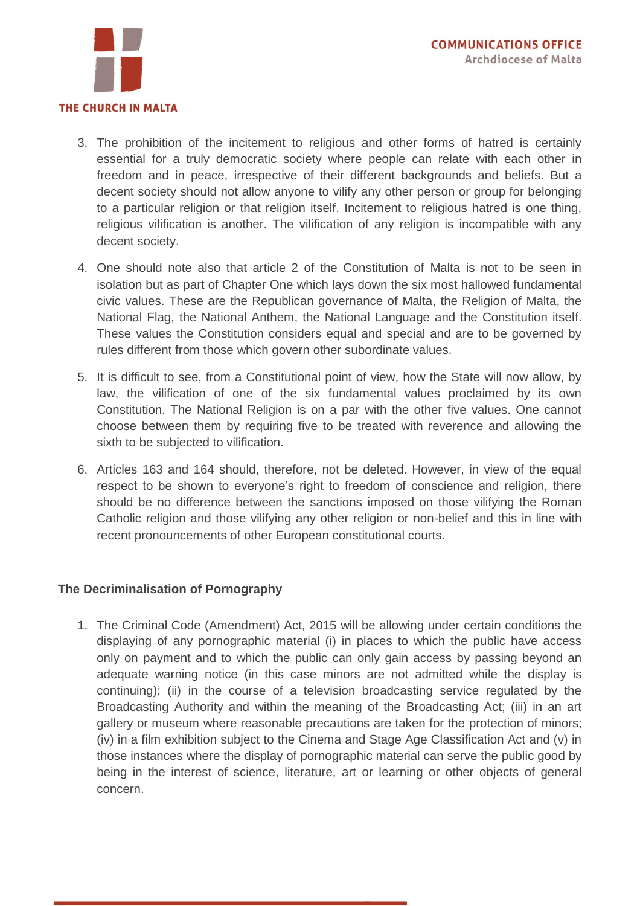3. The prohibition of the incitement to religious and other forms of hatred is certainly essential for a truly democratic society where people can relate with each other in freedom and in peace, irrespective of their different backgrounds and beliefs. But a decent society should not allow anyone to vilify any other person or group for belonging to a particular religion or that religion itself. Incitement to religious hatred is one thing, religious vilification is another. The vilification of any religion is incompatible with any decent society.

4. One should note also that article 2 of the Constitution of Malta is not to be seen in isolation but as part of Chapter One which lays down the six most hallowed fundamental civic values. These are the Republican governance of Malta, the Religion of Malta, the National Flag, the National Anthem, the National Language and the Constitution itself. These values the Constitution considers equal and special and are to be governed by rules different from those which govern other subordinate values.

5. It is difficult to see, from a Constitutional point of view, how the State will now allow, by law, the vilification of one of the six fundamental values proclaimed by its own Constitution. The National Religion is on a par with the other five values. One cannot choose between them by requiring five to be treated with reverence and allowing the sixth to be subjected to vilification.

6. Articles 163 and 164 should, therefore, not be deleted. However, in view of the equal respect to be shown to everyone's right to freedom of conscience and religion, there should be no difference between the sanctions imposed on those vilifying the Roman Catholic religion and those vilifying any other religion or non-belief and this in line with recent pronouncements of other European constitutional courts.

**The Decriminalisation of Pornography**

1. The Criminal Code (Amendment) Act, 2015 will be allowing under certain conditions the displaying of any pornographic material (i) in places to which the public have access only on payment and to which the public can only gain access by passing beyond an adequate warning notice (in this case minors are not admitted while the display is continuing); (ii) in the course of a television broadcasting service regulated by the Broadcasting Authority and within the meaning of the Broadcasting Act; (iii) in an art gallery or museum where reasonable precautions are taken for the protection of minors; (iv) in a film exhibition subject to the Cinema and Stage Age Classification Act and (v) in those instances where the display of pornographic material can serve the public good by being in the interest of science, literature, art or learning or other objects of general concern.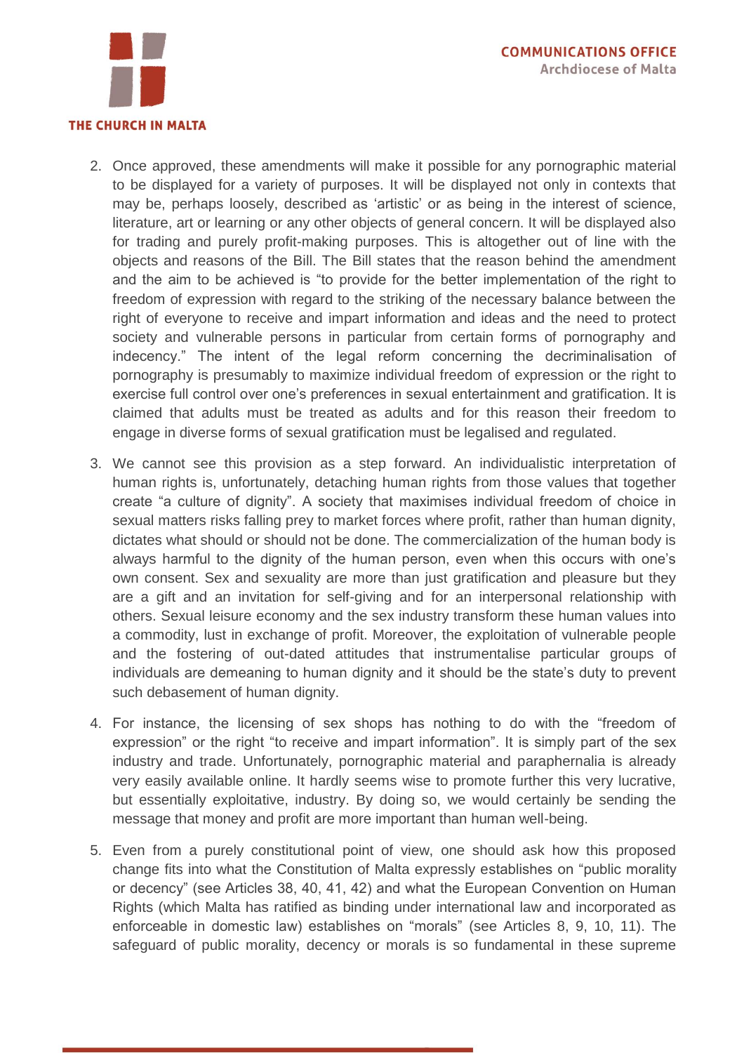2. Once approved, these amendments will make it possible for any pornographic material to be displayed for a variety of purposes. It will be displayed not only in contexts that may be, perhaps loosely, described as 'artistic' or as being in the interest of science, literature, art or learning or any other objects of general concern. It will be displayed also for trading and purely profit-making purposes. This is altogether out of line with the objects and reasons of the Bill. The Bill states that the reason behind the amendment and the aim to be achieved is "to provide for the better implementation of the right to freedom of expression with regard to the striking of the necessary balance between the right of everyone to receive and impart information and ideas and the need to protect society and vulnerable persons in particular from certain forms of pornography and indecency." The intent of the legal reform concerning the decriminalisation of pornography is presumably to maximize individual freedom of expression or the right to exercise full control over one's preferences in sexual entertainment and gratification. It is claimed that adults must be treated as adults and for this reason their freedom to engage in diverse forms of sexual gratification must be legalised and regulated.

3. We cannot see this provision as a step forward. An individualistic interpretation of human rights is, unfortunately, detaching human rights from those values that together create "a culture of dignity". A society that maximises individual freedom of choice in sexual matters risks falling prey to market forces where profit, rather than human dignity, dictates what should or should not be done. The commercialization of the human body is always harmful to the dignity of the human person, even when this occurs with one's own consent. Sex and sexuality are more than just gratification and pleasure but they are a gift and an invitation for self-giving and for an interpersonal relationship with others. Sexual leisure economy and the sex industry transform these human values into a commodity, lust in exchange of profit. Moreover, the exploitation of vulnerable people and the fostering of out-dated attitudes that instrumentalise particular groups of individuals are demeaning to human dignity and it should be the state's duty to prevent such debasement of human dignity.

4. For instance, the licensing of sex shops has nothing to do with the "freedom of expression" or the right "to receive and impart information". It is simply part of the sex industry and trade. Unfortunately, pornographic material and paraphernalia is already very easily available online. It hardly seems wise to promote further this very lucrative, but essentially exploitative, industry. By doing so, we would certainly be sending the message that money and profit are more important than human well-being.

5. Even from a purely constitutional point of view, one should ask how this proposed change fits into what the Constitution of Malta expressly establishes on "public morality or decency" (see Articles 38, 40, 41, 42) and what the European Convention on Human Rights (which Malta has ratified as binding under international law and incorporated as enforceable in domestic law) establishes on "morals" (see Articles 8, 9, 10, 11). The safeguard of public morality, decency or morals is so fundamental in these supreme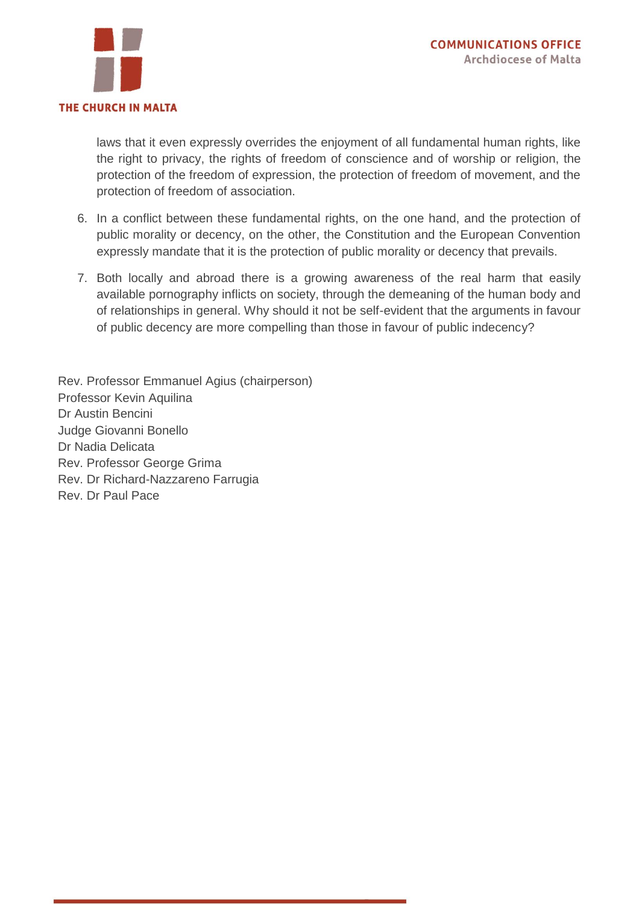laws that it even expressly overrides the enjoyment of all fundamental human rights, like the right to privacy, the rights of freedom of conscience and of worship or religion, the protection of the freedom of expression, the protection of freedom of movement, and the protection of freedom of association.

6. In a conflict between these fundamental rights, on the one hand, and the protection of public morality or decency, on the other, the Constitution and the European Convention expressly mandate that it is the protection of public morality or decency that prevails.

7. Both locally and abroad there is a growing awareness of the real harm that easily available pornography inflicts on society, through the demeaning of the human body and of relationships in general. Why should it not be self-evident that the arguments in favour of public decency are more compelling than those in favour of public indecency?

Rev. Professor Emmanuel Agius (chairperson)
Professor Kevin Aquilina
Dr Austin Bencini
Judge Giovanni Bonello
Dr Nadia Delicata
Rev. Professor George Grima
Rev. Dr Richard-Nazzareno Farrugia
Rev. Dr Paul Pace